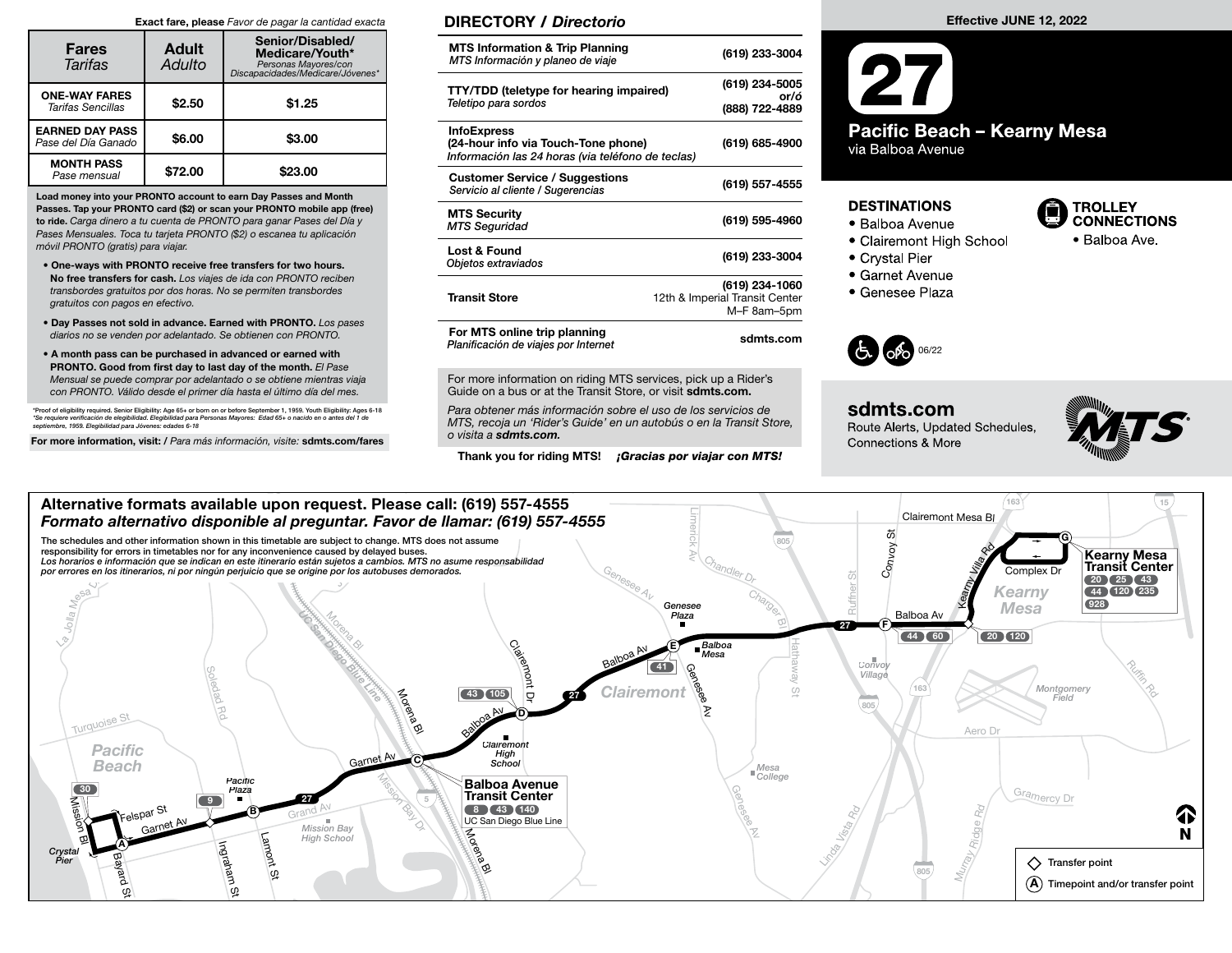**Exact fare, please** *Favor de pagar la cantidad exacta*

| Fares *Tarifas* | Adult *Adulto* | Senior/Disabled/Medicare/Youth* *Personas Mayores/con Discapacidades/Medicare/Jóvenes** |
|---|---|---|
| **ONE-WAY FARES** *Tarifas Sencillas* | **$2.50** | **$1.25** |
| **EARNED DAY PASS** *Pase del Día Ganado* | **$6.00** | **$3.00** |
| **MONTH PASS** *Pase mensual* | **$72.00** | **$23.00** |

**Load money into your PRONTO account to earn Day Passes and Month Passes. Tap your PRONTO card ($2) or scan your PRONTO mobile app (free) to ride.** *Carga dinero a tu cuenta de PRONTO para ganar Pases del Día y Pases Mensuales. Toca tu tarjeta PRONTO ($2) o escanea tu aplicación móvil PRONTO (gratis) para viajar.*

- **One-ways with PRONTO receive free transfers for two hours. No free transfers for cash.** *Los viajes de ida con PRONTO reciben transbordes gratuitos por dos horas. No se permiten transbordes gratuitos con pagos en efectivo.*
- **Day Passes not sold in advance. Earned with PRONTO.** *Los pases diarios no se venden por adelantado. Se obtienen con PRONTO.*
- **A month pass can be purchased in advanced or earned with PRONTO. Good from first day to last day of the month.** *El Pase Mensual se puede comprar por adelantado o se obtiene mientras viaja con PRONTO. Válido desde el primer día hasta el último día del mes.*

*Proof of eligibility required. Senior Eligibility: Age 65+ or born on or before September 1, 1959. Youth Eligibility: Ages 6-18
*Se requiere verificación de elegibilidad. Elegibilidad para Personas Mayores: Edad 65+ o nacido en o antes del 1 de septiembre, 1959. Elegibilidad para Jóvenes: edades 6-18*

**For more information, visit: /** *Para más información, visite:* **sdmts.com/fares**

## DIRECTORY / *Directorio*

| | |
|---|---|
| **MTS Information & Trip Planning** *MTS Información y planeo de viaje* | **(619) 233-3004** |
| **TTY/TDD (teletype for hearing impaired)** *Teletipo para sordos* | **(619) 234-5005 or/ó (888) 722-4889** |
| **InfoExpress (24-hour info via Touch-Tone phone)** *Información las 24 horas (via teléfono de teclas)* | **(619) 685-4900** |
| **Customer Service / Suggestions** *Servicio al cliente / Sugerencias* | **(619) 557-4555** |
| **MTS Security** *MTS Seguridad* | **(619) 595-4960** |
| **Lost & Found** *Objetos extraviados* | **(619) 233-3004** |
| **Transit Store** | **(619) 234-1060** 12th & Imperial Transit Center M–F 8am–5pm |
| **For MTS online trip planning** *Planificación de viajes por Internet* | **sdmts.com** |

For more information on riding MTS services, pick up a Rider's Guide on a bus or at the Transit Store, or visit **sdmts.com.**

*Para obtener más información sobre el uso de los servicios de MTS, recoja un 'Rider's Guide' en un autobús o en la Transit Store, o visita a **sdmts.com.***

**Thank you for riding MTS!** ***¡Gracias por viajar con MTS!***

**Effective JUNE 12, 2022**

# 27

## Pacific Beach – Kearny Mesa

via Balboa Avenue

### DESTINATIONS

- Balboa Avenue
- Clairemont High School
- Crystal Pier
- Garnet Avenue
- Genesee Plaza

### TROLLEY CONNECTIONS

- Balboa Ave.

06/22

**sdmts.com**
Route Alerts, Updated Schedules, Connections & More

**Alternative formats available upon request. Please call: (619) 557-4555**
***Formato alternativo disponible al preguntar. Favor de llamar: (619) 557-4555***

The schedules and other information shown in this timetable are subject to change. MTS does not assume responsibility for errors in timetables nor for any inconvenience caused by delayed buses.
*Los horarios e información que se indican en este itinerario están sujetos a cambios. MTS no asume responsabilidad por errores en los itinerarios, ni por ningún perjuicio que se origine por los autobuses demorados.*

- A — Mission Bl & Garnet Av (Crystal Pier) — connection: 30
- B — Garnet Av & Lamont St (Pacific Plaza) — connection at Ingraham St: 9
- C — **Balboa Avenue Transit Center** — 8, 43, 140, UC San Diego Blue Line
- D — Balboa Av & Clairemont Dr (Clairemont High School) — 43, 105
- E — Balboa Av & Genesee Av (Genesee Plaza, Balboa Mesa) — 41
- F — Balboa Av & Convoy St — 44, 60
- Balboa Av & Kearny Villa Rd — 20, 120
- G — **Kearny Mesa Transit Center** — 20, 25, 43, 44, 120, 235, 928

◇ Transfer point
Ⓐ Timepoint and/or transfer point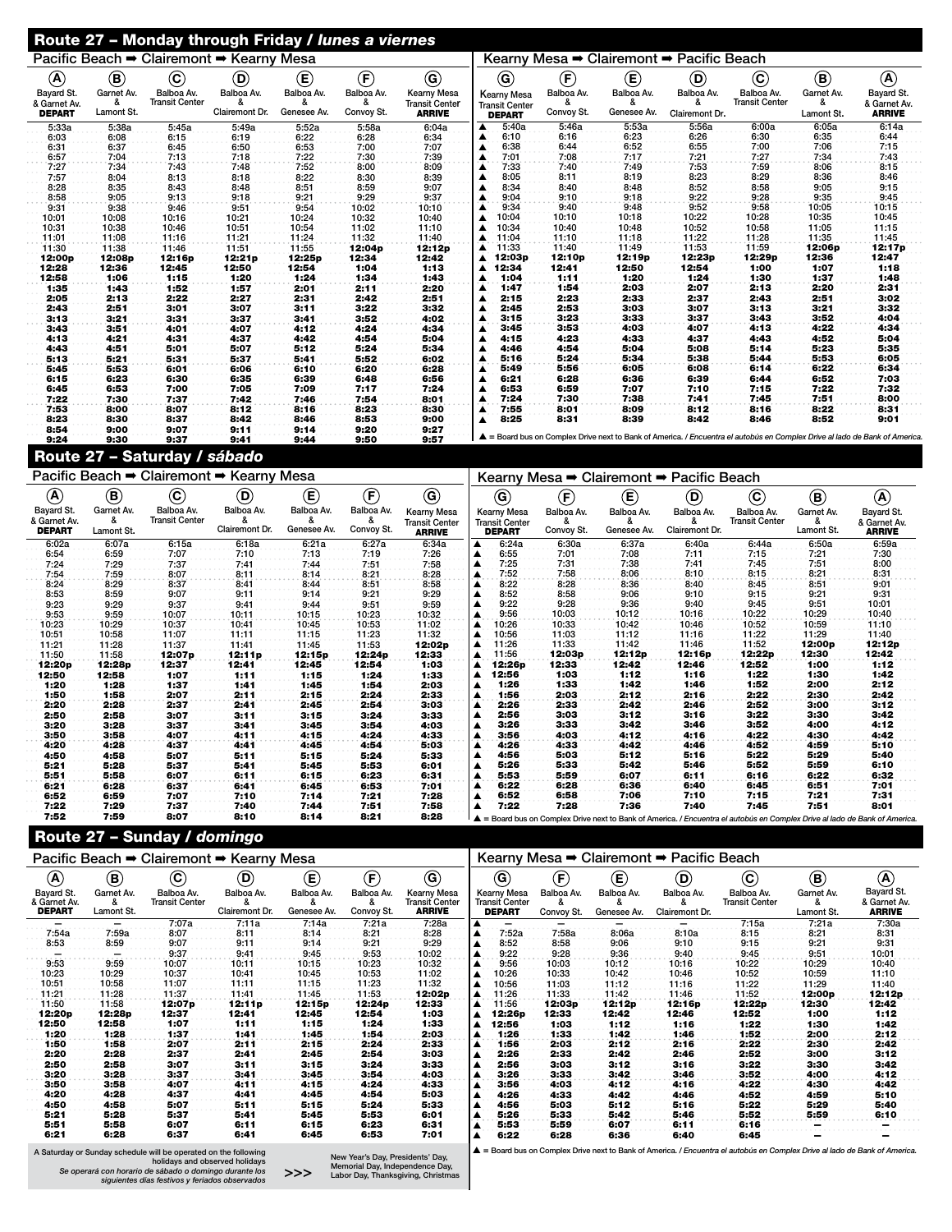## Route 27 – Monday through Friday / *lunes a viernes*

### Pacific Beach ➡ Clairemont ➡ Kearny Mesa

| (A) Bayard St. & Garnet Av. DEPART | (B) Garnet Av. & Lamont St. | (C) Balboa Av. Transit Center | (D) Balboa Av. & Clairemont Dr. | (E) Balboa Av. & Genesee Av. | (F) Balboa Av. & Convoy St. | (G) Kearny Mesa Transit Center ARRIVE |
|---|---|---|---|---|---|---|
| 5:33a | 5:38a | 5:45a | 5:49a | 5:52a | 5:58a | 6:04a |
| 6:03 | 6:08 | 6:15 | 6:19 | 6:22 | 6:28 | 6:34 |
| 6:31 | 6:37 | 6:45 | 6:50 | 6:53 | 7:00 | 7:07 |
| 6:57 | 7:04 | 7:13 | 7:18 | 7:22 | 7:30 | 7:39 |
| 7:27 | 7:34 | 7:43 | 7:48 | 7:52 | 8:00 | 8:09 |
| 7:57 | 8:04 | 8:13 | 8:18 | 8:22 | 8:30 | 8:39 |
| 8:28 | 8:35 | 8:43 | 8:48 | 8:51 | 8:59 | 9:07 |
| 8:58 | 9:05 | 9:13 | 9:18 | 9:21 | 9:29 | 9:37 |
| 9:31 | 9:38 | 9:46 | 9:51 | 9:54 | 10:02 | 10:10 |
| 10:01 | 10:08 | 10:16 | 10:21 | 10:24 | 10:32 | 10:40 |
| 10:31 | 10:38 | 10:46 | 10:51 | 10:54 | 11:02 | 11:10 |
| 11:01 | 11:08 | 11:16 | 11:21 | 11:24 | 11:32 | 11:40 |
| 11:30 | 11:38 | 11:46 | 11:51 | 11:55 | **12:04p** | **12:12p** |
| **12:00p** | **12:08p** | **12:16p** | **12:21p** | **12:25p** | **12:34** | **12:42** |
| **12:28** | **12:36** | **12:45** | **12:50** | **12:54** | **1:04** | **1:13** |
| **12:58** | **1:06** | **1:15** | **1:20** | **1:24** | **1:34** | **1:43** |
| **1:35** | **1:43** | **1:52** | **1:57** | **2:01** | **2:11** | **2:20** |
| **2:05** | **2:13** | **2:22** | **2:27** | **2:31** | **2:42** | **2:51** |
| **2:43** | **2:51** | **3:01** | **3:07** | **3:11** | **3:22** | **3:32** |
| **3:13** | **3:21** | **3:31** | **3:37** | **3:41** | **3:52** | **4:02** |
| **3:43** | **3:51** | **4:01** | **4:07** | **4:12** | **4:24** | **4:34** |
| **4:13** | **4:21** | **4:31** | **4:37** | **4:42** | **4:54** | **5:04** |
| **4:43** | **4:51** | **5:01** | **5:07** | **5:12** | **5:24** | **5:34** |
| **5:13** | **5:21** | **5:31** | **5:37** | **5:41** | **5:52** | **6:02** |
| **5:45** | **5:53** | **6:01** | **6:06** | **6:10** | **6:20** | **6:28** |
| **6:15** | **6:23** | **6:30** | **6:35** | **6:39** | **6:48** | **6:56** |
| **6:45** | **6:53** | **7:00** | **7:05** | **7:09** | **7:17** | **7:24** |
| **7:22** | **7:30** | **7:37** | **7:42** | **7:46** | **7:54** | **8:01** |
| **7:53** | **8:00** | **8:07** | **8:12** | **8:16** | **8:23** | **8:30** |
| **8:23** | **8:30** | **8:37** | **8:42** | **8:46** | **8:53** | **9:00** |
| **8:54** | **9:00** | **9:07** | **9:11** | **9:14** | **9:20** | **9:27** |
| **9:24** | **9:30** | **9:37** | **9:41** | **9:44** | **9:50** | **9:57** |

### Kearny Mesa ➡ Clairemont ➡ Pacific Beach

| (G) Kearny Mesa Transit Center DEPART | (F) Balboa Av. & Convoy St. | (E) Balboa Av. & Genesee Av. | (D) Balboa Av. & Clairemont Dr. | (C) Balboa Av. Transit Center | (B) Garnet Av. & Lamont St. | (A) Bayard St. & Garnet Av. ARRIVE |
|---|---|---|---|---|---|---|
| ▲ 5:40a | 5:46a | 5:53a | 5:56a | 6:00a | 6:05a | 6:14a |
| ▲ 6:10 | 6:16 | 6:23 | 6:26 | 6:30 | 6:35 | 6:44 |
| ▲ 6:38 | 6:44 | 6:52 | 6:55 | 7:00 | 7:06 | 7:15 |
| ▲ 7:01 | 7:08 | 7:17 | 7:21 | 7:27 | 7:34 | 7:43 |
| ▲ 7:33 | 7:40 | 7:49 | 7:53 | 7:59 | 8:06 | 8:15 |
| ▲ 8:05 | 8:11 | 8:19 | 8:23 | 8:29 | 8:36 | 8:46 |
| ▲ 8:34 | 8:40 | 8:48 | 8:52 | 8:58 | 9:05 | 9:15 |
| ▲ 9:04 | 9:10 | 9:18 | 9:22 | 9:28 | 9:35 | 9:45 |
| ▲ 9:34 | 9:40 | 9:48 | 9:52 | 9:58 | 10:05 | 10:15 |
| ▲ 10:04 | 10:10 | 10:18 | 10:22 | 10:28 | 10:35 | 10:45 |
| ▲ 10:34 | 10:40 | 10:48 | 10:52 | 10:58 | 11:05 | 11:15 |
| ▲ 11:04 | 11:10 | 11:18 | 11:22 | 11:28 | 11:35 | 11:45 |
| ▲ 11:33 | 11:40 | 11:49 | 11:53 | 11:59 | **12:06p** | **12:17p** |
| ▲ **12:03p** | **12:10p** | **12:19p** | **12:23p** | **12:29p** | **12:36** | **12:47** |
| ▲ **12:34** | **12:41** | **12:50** | **12:54** | **1:00** | **1:07** | **1:18** |
| ▲ **1:04** | **1:11** | **1:20** | **1:24** | **1:30** | **1:37** | **1:48** |
| ▲ **1:47** | **1:54** | **2:03** | **2:07** | **2:13** | **2:20** | **2:31** |
| ▲ **2:15** | **2:23** | **2:33** | **2:37** | **2:43** | **2:51** | **3:02** |
| ▲ **2:45** | **2:53** | **3:03** | **3:07** | **3:13** | **3:21** | **3:32** |
| ▲ **3:15** | **3:23** | **3:33** | **3:37** | **3:43** | **3:52** | **4:04** |
| ▲ **3:45** | **3:53** | **4:03** | **4:07** | **4:13** | **4:22** | **4:34** |
| ▲ **4:15** | **4:23** | **4:33** | **4:37** | **4:43** | **4:52** | **5:04** |
| ▲ **4:46** | **4:54** | **5:04** | **5:08** | **5:14** | **5:23** | **5:35** |
| ▲ **5:16** | **5:24** | **5:34** | **5:38** | **5:44** | **5:53** | **6:05** |
| ▲ **5:49** | **5:56** | **6:05** | **6:08** | **6:14** | **6:22** | **6:34** |
| ▲ **6:21** | **6:28** | **6:36** | **6:39** | **6:44** | **6:52** | **7:03** |
| ▲ **6:53** | **6:59** | **7:07** | **7:10** | **7:15** | **7:22** | **7:32** |
| ▲ **7:24** | **7:30** | **7:38** | **7:41** | **7:45** | **7:51** | **8:00** |
| ▲ **7:55** | **8:01** | **8:09** | **8:12** | **8:16** | **8:22** | **8:31** |
| ▲ **8:25** | **8:31** | **8:39** | **8:42** | **8:46** | **8:52** | **9:01** |

▲ = Board bus on Complex Drive next to Bank of America. / *Encuentra el autobús en Complex Drive al lado de Bank of America.*

## Route 27 – Saturday / *sábado*

### Pacific Beach ➡ Clairemont ➡ Kearny Mesa

| (A) Bayard St. & Garnet Av. DEPART | (B) Garnet Av. & Lamont St. | (C) Balboa Av. Transit Center | (D) Balboa Av. & Clairemont Dr. | (E) Balboa Av. & Genesee Av. | (F) Balboa Av. & Convoy St. | (G) Kearny Mesa Transit Center ARRIVE |
|---|---|---|---|---|---|---|
| 6:02a | 6:07a | 6:15a | 6:18a | 6:21a | 6:27a | 6:34a |
| 6:54 | 6:59 | 7:07 | 7:10 | 7:13 | 7:19 | 7:26 |
| 7:24 | 7:29 | 7:37 | 7:41 | 7:44 | 7:51 | 7:58 |
| 7:54 | 7:59 | 8:07 | 8:11 | 8:14 | 8:21 | 8:28 |
| 8:24 | 8:29 | 8:37 | 8:41 | 8:44 | 8:51 | 8:58 |
| 8:53 | 8:59 | 9:07 | 9:11 | 9:14 | 9:21 | 9:29 |
| 9:23 | 9:29 | 9:37 | 9:41 | 9:44 | 9:51 | 9:59 |
| 9:53 | 9:59 | 10:07 | 10:11 | 10:15 | 10:23 | 10:32 |
| 10:23 | 10:29 | 10:37 | 10:41 | 10:45 | 10:53 | 11:02 |
| 10:51 | 10:58 | 11:07 | 11:11 | 11:15 | 11:23 | 11:32 |
| 11:21 | 11:28 | 11:37 | 11:41 | 11:45 | 11:53 | **12:02p** |
| 11:50 | 11:58 | **12:07p** | **12:11p** | **12:15p** | **12:24p** | **12:33** |
| **12:20p** | **12:28p** | **12:37** | **12:41** | **12:45** | **12:54** | **1:03** |
| **12:50** | **12:58** | **1:07** | **1:11** | **1:15** | **1:24** | **1:33** |
| **1:20** | **1:28** | **1:37** | **1:41** | **1:45** | **1:54** | **2:03** |
| **1:50** | **1:58** | **2:07** | **2:11** | **2:15** | **2:24** | **2:33** |
| **2:20** | **2:28** | **2:37** | **2:41** | **2:45** | **2:54** | **3:03** |
| **2:50** | **2:58** | **3:07** | **3:11** | **3:15** | **3:24** | **3:33** |
| **3:20** | **3:28** | **3:37** | **3:41** | **3:45** | **3:54** | **4:03** |
| **3:50** | **3:58** | **4:07** | **4:11** | **4:15** | **4:24** | **4:33** |
| **4:20** | **4:28** | **4:37** | **4:41** | **4:45** | **4:54** | **5:03** |
| **4:50** | **4:58** | **5:07** | **5:11** | **5:15** | **5:24** | **5:33** |
| **5:21** | **5:28** | **5:37** | **5:41** | **5:45** | **5:53** | **6:01** |
| **5:51** | **5:58** | **6:07** | **6:11** | **6:15** | **6:23** | **6:31** |
| **6:21** | **6:28** | **6:37** | **6:41** | **6:45** | **6:53** | **7:01** |
| **6:52** | **6:59** | **7:07** | **7:10** | **7:14** | **7:21** | **7:28** |
| **7:22** | **7:29** | **7:37** | **7:40** | **7:44** | **7:51** | **7:58** |
| **7:52** | **7:59** | **8:07** | **8:10** | **8:14** | **8:21** | **8:28** |

### Kearny Mesa ➡ Clairemont ➡ Pacific Beach

| (G) Kearny Mesa Transit Center DEPART | (F) Balboa Av. & Convoy St. | (E) Balboa Av. & Genesee Av. | (D) Balboa Av. & Clairemont Dr. | (C) Balboa Av. Transit Center | (B) Garnet Av. & Lamont St. | (A) Bayard St. & Garnet Av. ARRIVE |
|---|---|---|---|---|---|---|
| ▲ 6:24a | 6:30a | 6:37a | 6:40a | 6:44a | 6:50a | 6:59a |
| ▲ 6:55 | 7:01 | 7:08 | 7:11 | 7:15 | 7:21 | 7:30 |
| ▲ 7:25 | 7:31 | 7:38 | 7:41 | 7:45 | 7:51 | 8:00 |
| ▲ 7:52 | 7:58 | 8:06 | 8:10 | 8:15 | 8:21 | 8:31 |
| ▲ 8:22 | 8:28 | 8:36 | 8:40 | 8:45 | 8:51 | 9:01 |
| ▲ 8:52 | 8:58 | 9:06 | 9:10 | 9:15 | 9:21 | 9:31 |
| ▲ 9:22 | 9:28 | 9:36 | 9:40 | 9:45 | 9:51 | 10:01 |
| ▲ 9:56 | 10:03 | 10:12 | 10:16 | 10:22 | 10:29 | 10:40 |
| ▲ 10:26 | 10:33 | 10:42 | 10:46 | 10:52 | 10:59 | 11:10 |
| ▲ 10:56 | 11:03 | 11:12 | 11:16 | 11:22 | 11:29 | 11:40 |
| ▲ 11:26 | 11:33 | 11:42 | 11:46 | 11:52 | **12:00p** | **12:12p** |
| ▲ 11:56 | **12:03p** | **12:12p** | **12:16p** | **12:22p** | **12:30** | **12:42** |
| ▲ **12:26p** | **12:33** | **12:42** | **12:46** | **12:52** | **1:00** | **1:12** |
| ▲ **12:56** | **1:03** | **1:12** | **1:16** | **1:22** | **1:30** | **1:42** |
| ▲ **1:26** | **1:33** | **1:42** | **1:46** | **1:52** | **2:00** | **2:12** |
| ▲ **1:56** | **2:03** | **2:12** | **2:16** | **2:22** | **2:30** | **2:42** |
| ▲ **2:26** | **2:33** | **2:42** | **2:46** | **2:52** | **3:00** | **3:12** |
| ▲ **2:56** | **3:03** | **3:12** | **3:16** | **3:22** | **3:30** | **3:42** |
| ▲ **3:26** | **3:33** | **3:42** | **3:46** | **3:52** | **4:00** | **4:12** |
| ▲ **3:56** | **4:03** | **4:12** | **4:16** | **4:22** | **4:30** | **4:42** |
| ▲ **4:26** | **4:33** | **4:42** | **4:46** | **4:52** | **4:59** | **5:10** |
| ▲ **4:56** | **5:03** | **5:12** | **5:16** | **5:22** | **5:29** | **5:40** |
| ▲ **5:26** | **5:33** | **5:42** | **5:46** | **5:52** | **5:59** | **6:10** |
| ▲ **5:53** | **5:59** | **6:07** | **6:11** | **6:16** | **6:22** | **6:32** |
| ▲ **6:22** | **6:28** | **6:36** | **6:40** | **6:45** | **6:51** | **7:01** |
| ▲ **6:52** | **6:58** | **7:06** | **7:10** | **7:15** | **7:21** | **7:31** |
| ▲ **7:22** | **7:28** | **7:36** | **7:40** | **7:45** | **7:51** | **8:01** |

▲ = Board bus on Complex Drive next to Bank of America. / *Encuentra el autobús en Complex Drive al lado de Bank of America.*

## Route 27 – Sunday / *domingo*

### Pacific Beach ➡ Clairemont ➡ Kearny Mesa

| (A) Bayard St. & Garnet Av. DEPART | (B) Garnet Av. & Lamont St. | (C) Balboa Av. Transit Center | (D) Balboa Av. & Clairemont Dr. | (E) Balboa Av. & Genesee Av. | (F) Balboa Av. & Convoy St. | (G) Kearny Mesa Transit Center ARRIVE |
|---|---|---|---|---|---|---|
| – | – | 7:07a | 7:11a | 7:14a | 7:21a | 7:28a |
| 7:54a | 7:59a | 8:07 | 8:11 | 8:14 | 8:21 | 8:28 |
| 8:53 | 8:59 | 9:07 | 9:11 | 9:14 | 9:21 | 9:29 |
| – | – | 9:37 | 9:41 | 9:45 | 9:53 | 10:02 |
| 9:53 | 9:59 | 10:07 | 10:11 | 10:15 | 10:23 | 10:32 |
| 10:23 | 10:29 | 10:37 | 10:41 | 10:45 | 10:53 | 11:02 |
| 10:51 | 10:58 | 11:07 | 11:11 | 11:15 | 11:23 | 11:32 |
| 11:21 | 11:28 | 11:37 | 11:41 | 11:45 | 11:53 | **12:02p** |
| 11:50 | 11:58 | **12:07p** | **12:11p** | **12:15p** | **12:24p** | **12:33** |
| **12:20p** | **12:28p** | **12:37** | **12:41** | **12:45** | **12:54** | **1:03** |
| **12:50** | **12:58** | **1:07** | **1:11** | **1:15** | **1:24** | **1:33** |
| **1:20** | **1:28** | **1:37** | **1:41** | **1:45** | **1:54** | **2:03** |
| **1:50** | **1:58** | **2:07** | **2:11** | **2:15** | **2:24** | **2:33** |
| **2:20** | **2:28** | **2:37** | **2:41** | **2:45** | **2:54** | **3:03** |
| **2:50** | **2:58** | **3:07** | **3:11** | **3:15** | **3:24** | **3:33** |
| **3:20** | **3:28** | **3:37** | **3:41** | **3:45** | **3:54** | **4:03** |
| **3:50** | **3:58** | **4:07** | **4:11** | **4:15** | **4:24** | **4:33** |
| **4:20** | **4:28** | **4:37** | **4:41** | **4:45** | **4:54** | **5:03** |
| **4:50** | **4:58** | **5:07** | **5:11** | **5:15** | **5:24** | **5:33** |
| **5:21** | **5:28** | **5:37** | **5:41** | **5:45** | **5:53** | **6:01** |
| **5:51** | **5:58** | **6:07** | **6:11** | **6:15** | **6:23** | **6:31** |
| **6:21** | **6:28** | **6:37** | **6:41** | **6:45** | **6:53** | **7:01** |

A Saturday or Sunday schedule will be operated on the following holidays and observed holidays >>> New Year's Day, Presidents' Day, Memorial Day, Independence Day, Labor Day, Thanksgiving, Christmas

*Se operará con horario de sábado o domingo durante los siguientes días festivos y feriados observados*

### Kearny Mesa ➡ Clairemont ➡ Pacific Beach

| (G) Kearny Mesa Transit Center DEPART | (F) Balboa Av. & Convoy St. | (E) Balboa Av. & Genesee Av. | (D) Balboa Av. & Clairemont Dr. | (C) Balboa Av. Transit Center | (B) Garnet Av. & Lamont St. | (A) Bayard St. & Garnet Av. ARRIVE |
|---|---|---|---|---|---|---|
| ▲ – | – | – | – | 7:15a | 7:21a | 7:30a |
| ▲ 7:52a | 7:58a | 8:06a | 8:10a | 8:15 | 8:21 | 8:31 |
| ▲ 8:52 | 8:58 | 9:06 | 9:10 | 9:15 | 9:21 | 9:31 |
| ▲ 9:22 | 9:28 | 9:36 | 9:40 | 9:45 | 9:51 | 10:01 |
| ▲ 9:56 | 10:03 | 10:12 | 10:16 | 10:22 | 10:29 | 10:40 |
| ▲ 10:26 | 10:33 | 10:42 | 10:46 | 10:52 | 10:59 | 11:10 |
| ▲ 10:56 | 11:03 | 11:12 | 11:16 | 11:22 | 11:29 | 11:40 |
| ▲ 11:26 | 11:33 | 11:42 | 11:46 | 11:52 | **12:00p** | **12:12p** |
| ▲ 11:56 | **12:03p** | **12:12p** | **12:16p** | **12:22p** | **12:30** | **12:42** |
| ▲ **12:26p** | **12:33** | **12:42** | **12:46** | **12:52** | **1:00** | **1:12** |
| ▲ **12:56** | **1:03** | **1:12** | **1:16** | **1:22** | **1:30** | **1:42** |
| ▲ **1:26** | **1:33** | **1:42** | **1:46** | **1:52** | **2:00** | **2:12** |
| ▲ **1:56** | **2:03** | **2:12** | **2:16** | **2:22** | **2:30** | **2:42** |
| ▲ **2:26** | **2:33** | **2:42** | **2:46** | **2:52** | **3:00** | **3:12** |
| ▲ **2:56** | **3:03** | **3:12** | **3:16** | **3:22** | **3:30** | **3:42** |
| ▲ **3:26** | **3:33** | **3:42** | **3:46** | **3:52** | **4:00** | **4:12** |
| ▲ **3:56** | **4:03** | **4:12** | **4:16** | **4:22** | **4:30** | **4:42** |
| ▲ **4:26** | **4:33** | **4:42** | **4:46** | **4:52** | **4:59** | **5:10** |
| ▲ **4:56** | **5:03** | **5:12** | **5:16** | **5:22** | **5:29** | **5:40** |
| ▲ **5:26** | **5:33** | **5:42** | **5:46** | **5:52** | **5:59** | **6:10** |
| ▲ **5:53** | **5:59** | **6:07** | **6:11** | **6:16** | – | – |
| ▲ **6:22** | **6:28** | **6:36** | **6:40** | **6:45** | – | – |

▲ = Board bus on Complex Drive next to Bank of America. / *Encuentra el autobús en Complex Drive al lado de Bank of America.*